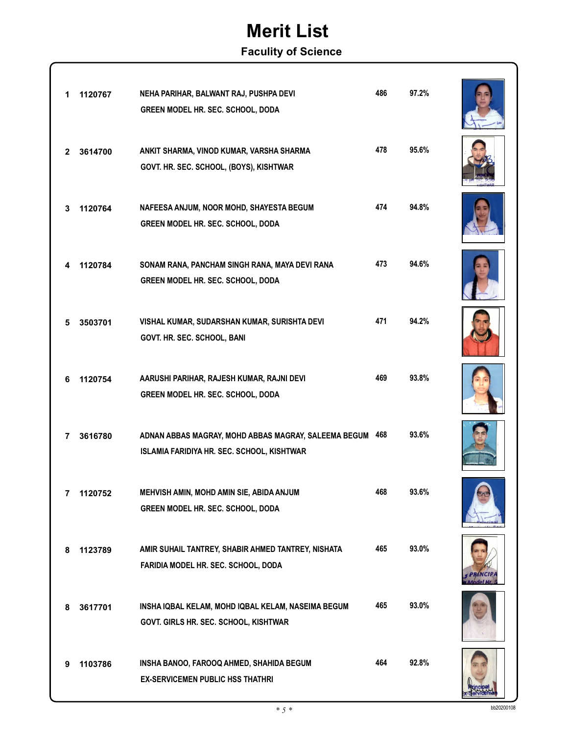# Merit List

## Faculty of Science

| Rank | Roll No. | Name, Father's Name, Mother's Name / School | Marks | Percentage |
|---|---|---|---|---|
| 1 | 1120767 | NEHA PARIHAR, BALWANT RAJ, PUSHPA DEVI<br>GREEN MODEL HR. SEC. SCHOOL, DODA | 486 | 97.2% |
| 2 | 3614700 | ANKIT SHARMA, VINOD KUMAR, VARSHA SHARMA<br>GOVT. HR. SEC. SCHOOL, (BOYS), KISHTWAR | 478 | 95.6% |
| 3 | 1120764 | NAFEESA ANJUM, NOOR MOHD, SHAYESTA BEGUM<br>GREEN MODEL HR. SEC. SCHOOL, DODA | 474 | 94.8% |
| 4 | 1120784 | SONAM RANA, PANCHAM SINGH RANA, MAYA DEVI RANA<br>GREEN MODEL HR. SEC. SCHOOL, DODA | 473 | 94.6% |
| 5 | 3503701 | VISHAL KUMAR, SUDARSHAN KUMAR, SURISHTA DEVI<br>GOVT. HR. SEC. SCHOOL, BANI | 471 | 94.2% |
| 6 | 1120754 | AARUSHI PARIHAR, RAJESH KUMAR, RAJNI DEVI<br>GREEN MODEL HR. SEC. SCHOOL, DODA | 469 | 93.8% |
| 7 | 3616780 | ADNAN ABBAS MAGRAY, MOHD ABBAS MAGRAY, SALEEMA BEGUM<br>ISLAMIA FARIDIYA HR. SEC. SCHOOL, KISHTWAR | 468 | 93.6% |
| 7 | 1120752 | MEHVISH AMIN, MOHD AMIN SIE, ABIDA ANJUM<br>GREEN MODEL HR. SEC. SCHOOL, DODA | 468 | 93.6% |
| 8 | 1123789 | AMIR SUHAIL TANTREY, SHABIR AHMED TANTREY, NISHATA<br>FARIDIA MODEL HR. SEC. SCHOOL, DODA | 465 | 93.0% |
| 8 | 3617701 | INSHA IQBAL KELAM, MOHD IQBAL KELAM, NASEIMA BEGUM<br>GOVT. GIRLS HR. SEC. SCHOOL, KISHTWAR | 465 | 93.0% |
| 9 | 1103786 | INSHA BANOO, FAROOQ AHMED, SHAHIDA BEGUM<br>EX-SERVICEMEN PUBLIC HSS THATHRI | 464 | 92.8% |

bb20200108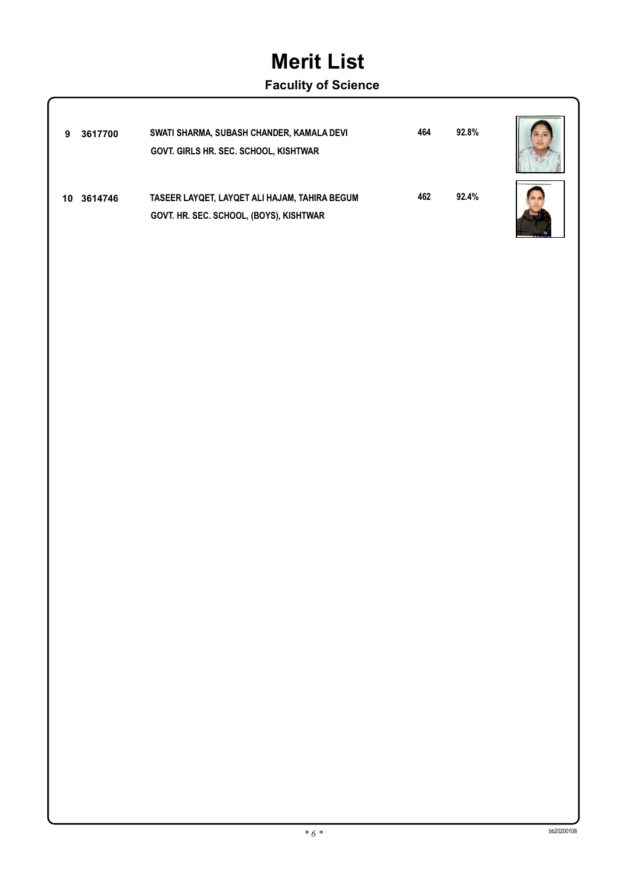# Merit List

## Faculty of Science

| | | | | |
|---|---|---|---|---|
| 9 | 3617700 | SWATI SHARMA, SUBASH CHANDER, KAMALA DEVI<br>GOVT. GIRLS HR. SEC. SCHOOL, KISHTWAR | 464 | 92.8% |
| 10 | 3614746 | TASEER LAYQET, LAYQET ALI HAJAM, TAHIRA BEGUM<br>GOVT. HR. SEC. SCHOOL, (BOYS), KISHTWAR | 462 | 92.4% |

bb20200108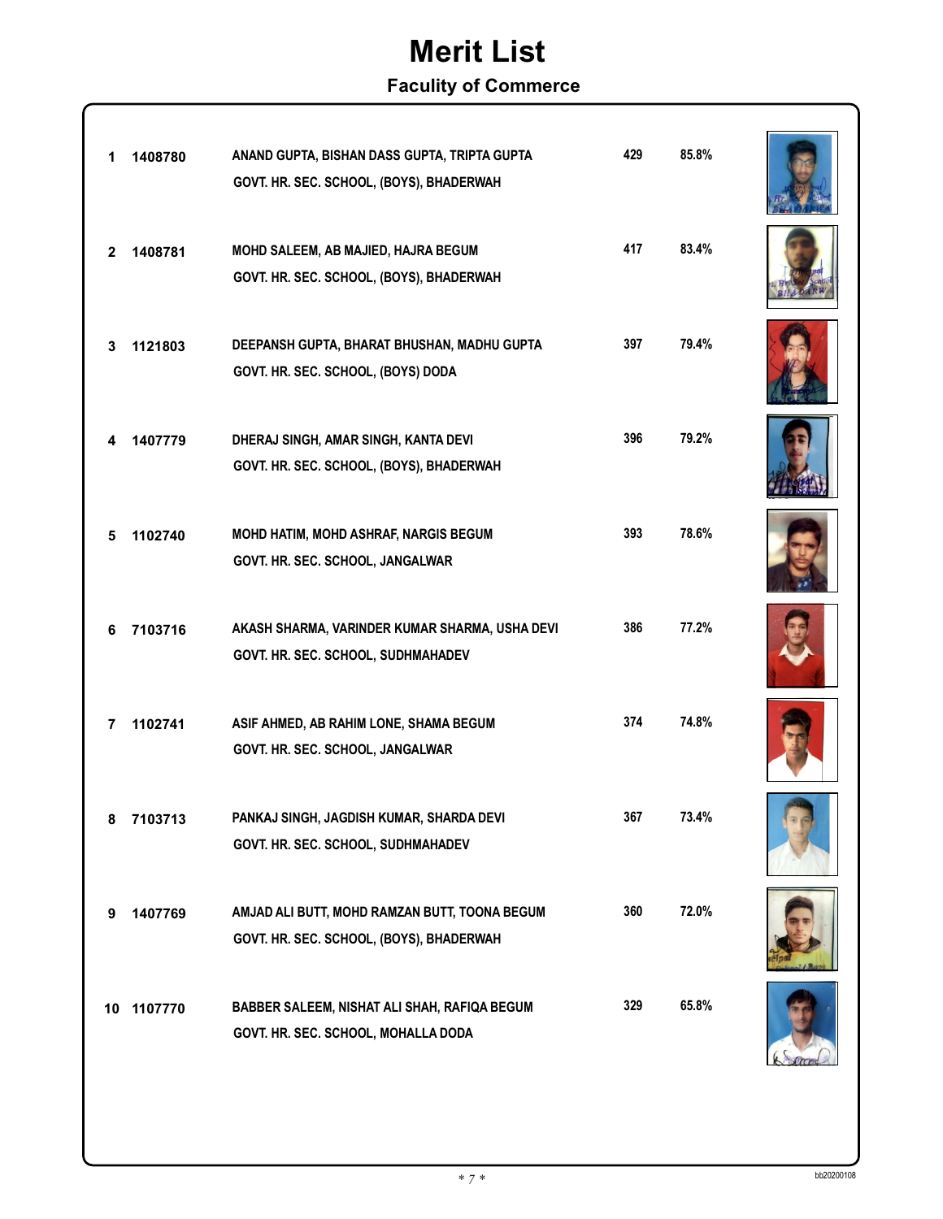# Merit List

## Faculty of Commerce

| S.No. | Roll No. | Name, Father's Name, Mother's Name / School | Marks | Percentage |
|---|---|---|---|---|
| 1 | 1408780 | ANAND GUPTA, BISHAN DASS GUPTA, TRIPTA GUPTA<br>GOVT. HR. SEC. SCHOOL, (BOYS), BHADERWAH | 429 | 85.8% |
| 2 | 1408781 | MOHD SALEEM, AB MAJIED, HAJRA BEGUM<br>GOVT. HR. SEC. SCHOOL, (BOYS), BHADERWAH | 417 | 83.4% |
| 3 | 1121803 | DEEPANSH GUPTA, BHARAT BHUSHAN, MADHU GUPTA<br>GOVT. HR. SEC. SCHOOL, (BOYS) DODA | 397 | 79.4% |
| 4 | 1407779 | DHERAJ SINGH, AMAR SINGH, KANTA DEVI<br>GOVT. HR. SEC. SCHOOL, (BOYS), BHADERWAH | 396 | 79.2% |
| 5 | 1102740 | MOHD HATIM, MOHD ASHRAF, NARGIS BEGUM<br>GOVT. HR. SEC. SCHOOL, JANGALWAR | 393 | 78.6% |
| 6 | 7103716 | AKASH SHARMA, VARINDER KUMAR SHARMA, USHA DEVI<br>GOVT. HR. SEC. SCHOOL, SUDHMAHADEV | 386 | 77.2% |
| 7 | 1102741 | ASIF AHMED, AB RAHIM LONE, SHAMA BEGUM<br>GOVT. HR. SEC. SCHOOL, JANGALWAR | 374 | 74.8% |
| 8 | 7103713 | PANKAJ SINGH, JAGDISH KUMAR, SHARDA DEVI<br>GOVT. HR. SEC. SCHOOL, SUDHMAHADEV | 367 | 73.4% |
| 9 | 1407769 | AMJAD ALI BUTT, MOHD RAMZAN BUTT, TOONA BEGUM<br>GOVT. HR. SEC. SCHOOL, (BOYS), BHADERWAH | 360 | 72.0% |
| 10 | 1107770 | BABBER SALEEM, NISHAT ALI SHAH, RAFIQA BEGUM<br>GOVT. HR. SEC. SCHOOL, MOHALLA DODA | 329 | 65.8% |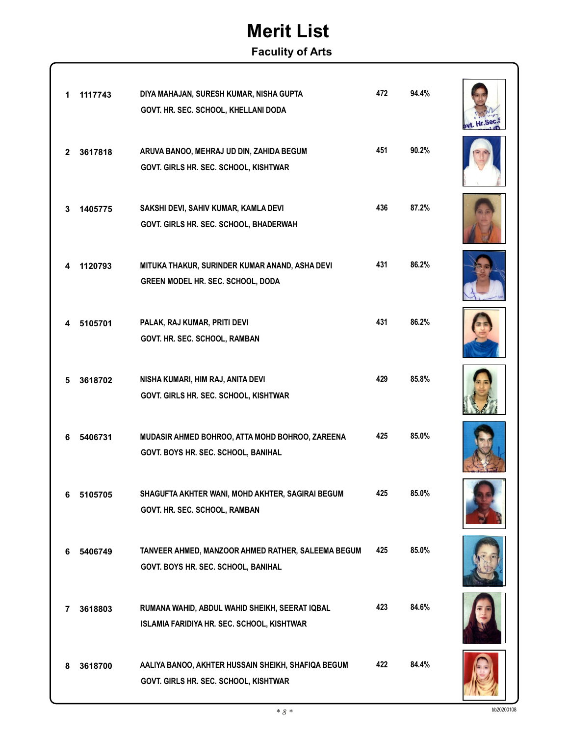# Merit List

## Faculty of Arts

| Rank | Roll No. | Name, Father's Name, Mother's Name / School | Marks | Percentage |
|---|---|---|---|---|
| 1 | 1117743 | DIYA MAHAJAN, SURESH KUMAR, NISHA GUPTA<br>GOVT. HR. SEC. SCHOOL, KHELLANI DODA | 472 | 94.4% |
| 2 | 3617818 | ARUVA BANOO, MEHRAJ UD DIN, ZAHIDA BEGUM<br>GOVT. GIRLS HR. SEC. SCHOOL, KISHTWAR | 451 | 90.2% |
| 3 | 1405775 | SAKSHI DEVI, SAHIV KUMAR, KAMLA DEVI<br>GOVT. GIRLS HR. SEC. SCHOOL, BHADERWAH | 436 | 87.2% |
| 4 | 1120793 | MITUKA THAKUR, SURINDER KUMAR ANAND, ASHA DEVI<br>GREEN MODEL HR. SEC. SCHOOL, DODA | 431 | 86.2% |
| 4 | 5105701 | PALAK, RAJ KUMAR, PRITI DEVI<br>GOVT. HR. SEC. SCHOOL, RAMBAN | 431 | 86.2% |
| 5 | 3618702 | NISHA KUMARI, HIM RAJ, ANITA DEVI<br>GOVT. GIRLS HR. SEC. SCHOOL, KISHTWAR | 429 | 85.8% |
| 6 | 5406731 | MUDASIR AHMED BOHROO, ATTA MOHD BOHROO, ZAREENA<br>GOVT. BOYS HR. SEC. SCHOOL, BANIHAL | 425 | 85.0% |
| 6 | 5105705 | SHAGUFTA AKHTER WANI, MOHD AKHTER, SAGIRAI BEGUM<br>GOVT. HR. SEC. SCHOOL, RAMBAN | 425 | 85.0% |
| 6 | 5406749 | TANVEER AHMED, MANZOOR AHMED RATHER, SALEEMA BEGUM<br>GOVT. BOYS HR. SEC. SCHOOL, BANIHAL | 425 | 85.0% |
| 7 | 3618803 | RUMANA WAHID, ABDUL WAHID SHEIKH, SEERAT IQBAL<br>ISLAMIA FARIDIYA HR. SEC. SCHOOL, KISHTWAR | 423 | 84.6% |
| 8 | 3618700 | AALIYA BANOO, AKHTER HUSSAIN SHEIKH, SHAFIQA BEGUM<br>GOVT. GIRLS HR. SEC. SCHOOL, KISHTWAR | 422 | 84.4% |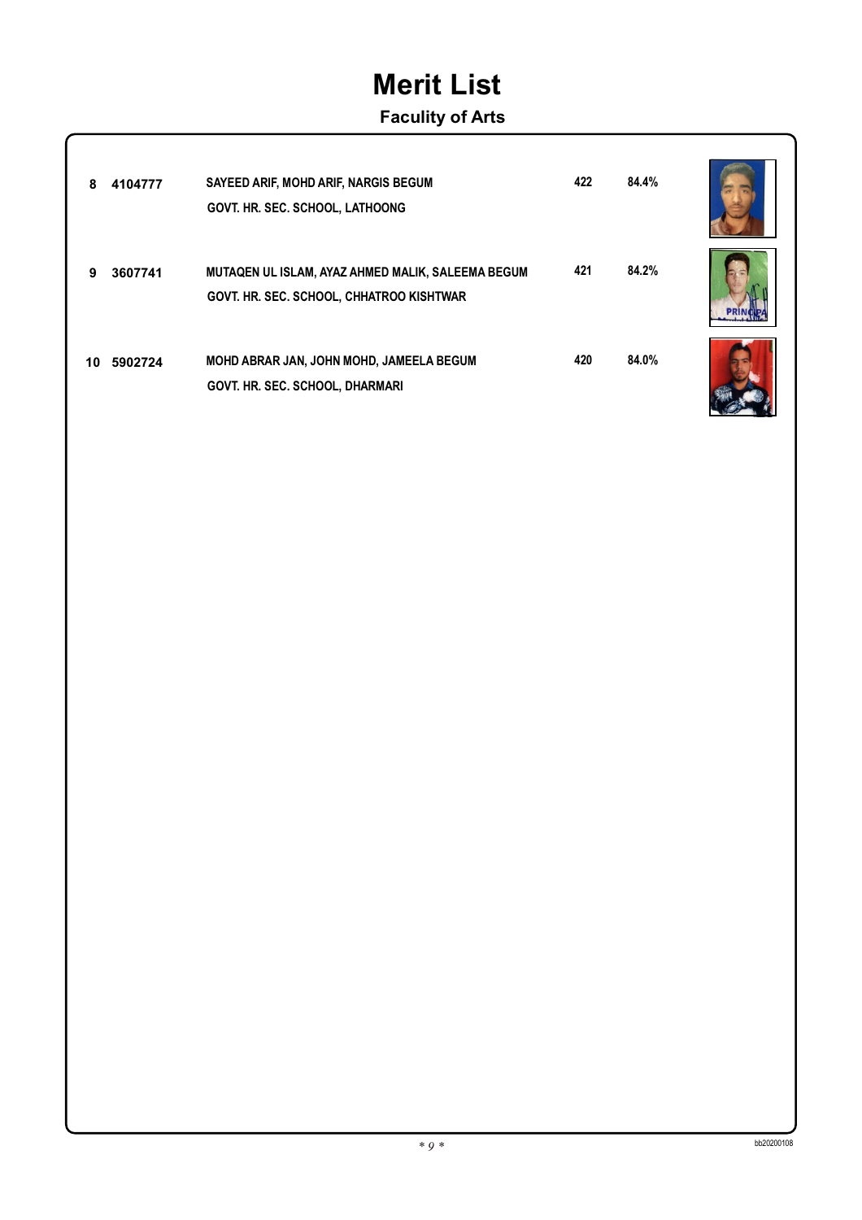# Merit List

## Faculty of Arts

| | | | | |
|---|---|---|---|---|
| 8 | 4104777 | SAYEED ARIF, MOHD ARIF, NARGIS BEGUM<br>GOVT. HR. SEC. SCHOOL, LATHOONG | 422 | 84.4% |
| 9 | 3607741 | MUTAQEN UL ISLAM, AYAZ AHMED MALIK, SALEEMA BEGUM<br>GOVT. HR. SEC. SCHOOL, CHHATROO KISHTWAR | 421 | 84.2% |
| 10 | 5902724 | MOHD ABRAR JAN, JOHN MOHD, JAMEELA BEGUM<br>GOVT. HR. SEC. SCHOOL, DHARMARI | 420 | 84.0% |

bb20200108